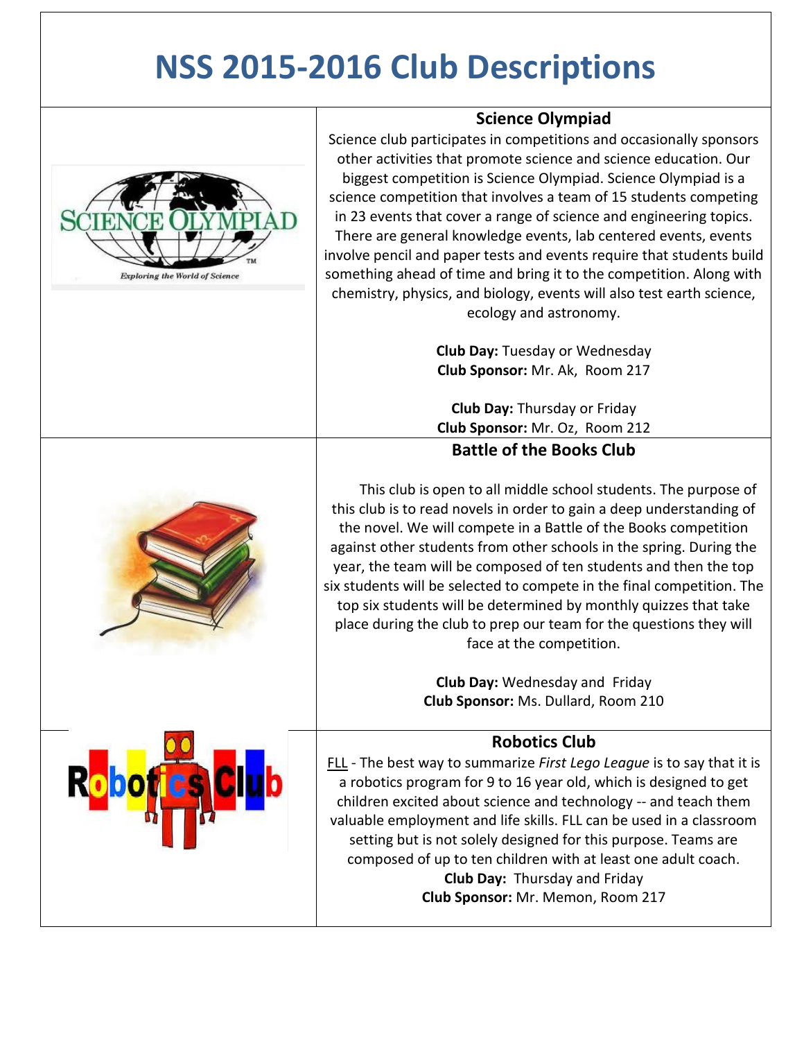# NSS 2015-2016 Club Descriptions

## Science Olympiad

Science club participates in competitions and occasionally sponsors other activities that promote science and science education. Our biggest competition is Science Olympiad. Science Olympiad is a science competition that involves a team of 15 students competing in 23 events that cover a range of science and engineering topics. There are general knowledge events, lab centered events, events involve pencil and paper tests and events require that students build something ahead of time and bring it to the competition. Along with chemistry, physics, and biology, events will also test earth science, ecology and astronomy.

**Club Day:** Tuesday or Wednesday
**Club Sponsor:** Mr. Ak, Room 217

**Club Day:** Thursday or Friday
**Club Sponsor:** Mr. Oz, Room 212

## Battle of the Books Club

This club is open to all middle school students. The purpose of this club is to read novels in order to gain a deep understanding of the novel. We will compete in a Battle of the Books competition against other students from other schools in the spring. During the year, the team will be composed of ten students and then the top six students will be selected to compete in the final competition. The top six students will be determined by monthly quizzes that take place during the club to prep our team for the questions they will face at the competition.

**Club Day:** Wednesday and Friday
**Club Sponsor:** Ms. Dullard, Room 210

## Robotics Club

FLL - The best way to summarize *First Lego League* is to say that it is a robotics program for 9 to 16 year old, which is designed to get children excited about science and technology -- and teach them valuable employment and life skills. FLL can be used in a classroom setting but is not solely designed for this purpose. Teams are composed of up to ten children with at least one adult coach.

**Club Day:** Thursday and Friday
**Club Sponsor:** Mr. Memon, Room 217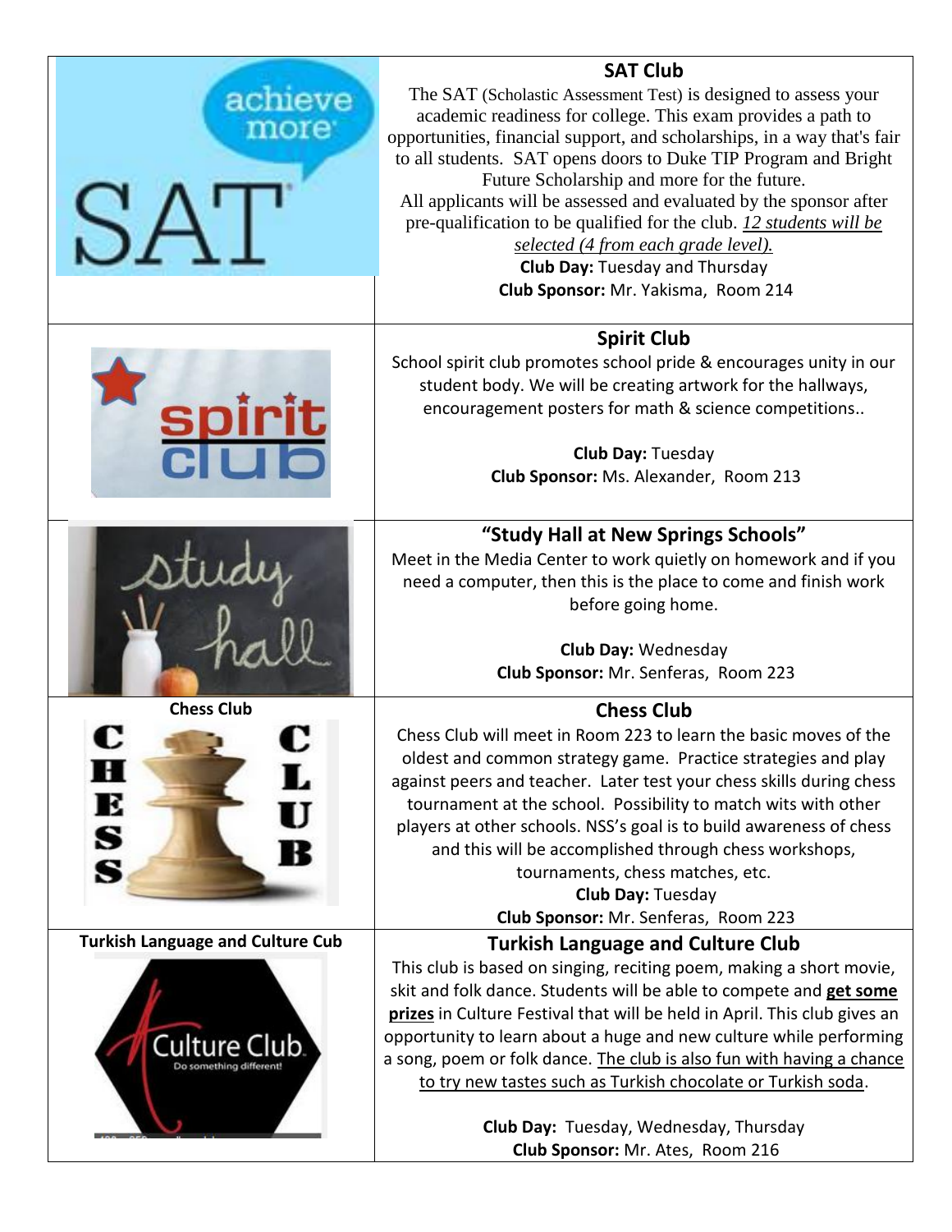## SAT Club

The SAT (Scholastic Assessment Test) is designed to assess your academic readiness for college. This exam provides a path to opportunities, financial support, and scholarships, in a way that's fair to all students. SAT opens doors to Duke TIP Program and Bright Future Scholarship and more for the future.

All applicants will be assessed and evaluated by the sponsor after pre-qualification to be qualified for the club. *12 students will be selected (4 from each grade level).*

**Club Day:** Tuesday and Thursday

**Club Sponsor:** Mr. Yakisma, Room 214

## Spirit Club

School spirit club promotes school pride & encourages unity in our student body. We will be creating artwork for the hallways, encouragement posters for math & science competitions..

**Club Day:** Tuesday

**Club Sponsor:** Ms. Alexander, Room 213

## "Study Hall at New Springs Schools"

Meet in the Media Center to work quietly on homework and if you need a computer, then this is the place to come and finish work before going home.

**Club Day:** Wednesday

**Club Sponsor:** Mr. Senferas, Room 223

**Chess Club**

## Chess Club

Chess Club will meet in Room 223 to learn the basic moves of the oldest and common strategy game. Practice strategies and play against peers and teacher. Later test your chess skills during chess tournament at the school. Possibility to match wits with other players at other schools. NSS's goal is to build awareness of chess and this will be accomplished through chess workshops, tournaments, chess matches, etc.

**Club Day:** Tuesday

**Club Sponsor:** Mr. Senferas, Room 223

**Turkish Language and Culture Cub**

## Turkish Language and Culture Club

This club is based on singing, reciting poem, making a short movie, skit and folk dance. Students will be able to compete and **get some prizes** in Culture Festival that will be held in April. This club gives an opportunity to learn about a huge and new culture while performing a song, poem or folk dance. The club is also fun with having a chance to try new tastes such as Turkish chocolate or Turkish soda.

**Club Day:** Tuesday, Wednesday, Thursday

**Club Sponsor:** Mr. Ates, Room 216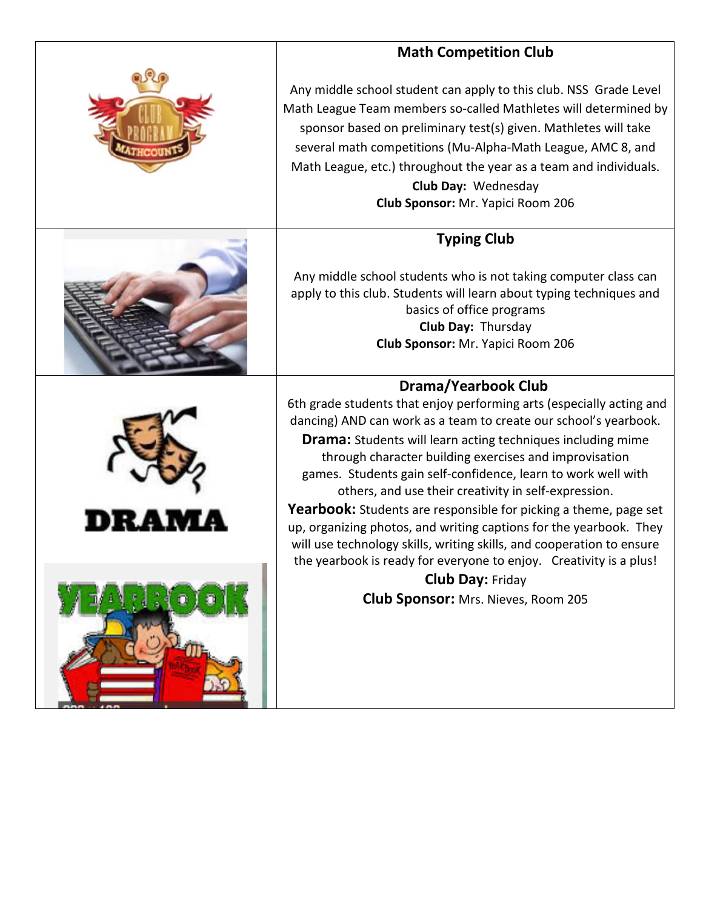## Math Competition Club

Any middle school student can apply to this club. NSS  Grade Level Math League Team members so-called Mathletes will determined by sponsor based on preliminary test(s) given. Mathletes will take several math competitions (Mu-Alpha-Math League, AMC 8, and Math League, etc.) throughout the year as a team and individuals.

**Club Day:** Wednesday
**Club Sponsor:** Mr. Yapici Room 206

## Typing Club

Any middle school students who is not taking computer class can apply to this club. Students will learn about typing techniques and basics of office programs

**Club Day:** Thursday
**Club Sponsor:** Mr. Yapici Room 206

## Drama/Yearbook Club

6th grade students that enjoy performing arts (especially acting and dancing) AND can work as a team to create our school's yearbook.

**Drama:** Students will learn acting techniques including mime through character building exercises and improvisation games. Students gain self-confidence, learn to work well with others, and use their creativity in self-expression.

**Yearbook:** Students are responsible for picking a theme, page set up, organizing photos, and writing captions for the yearbook. They will use technology skills, writing skills, and cooperation to ensure the yearbook is ready for everyone to enjoy. Creativity is a plus!

**Club Day:** Friday
**Club Sponsor:** Mrs. Nieves, Room 205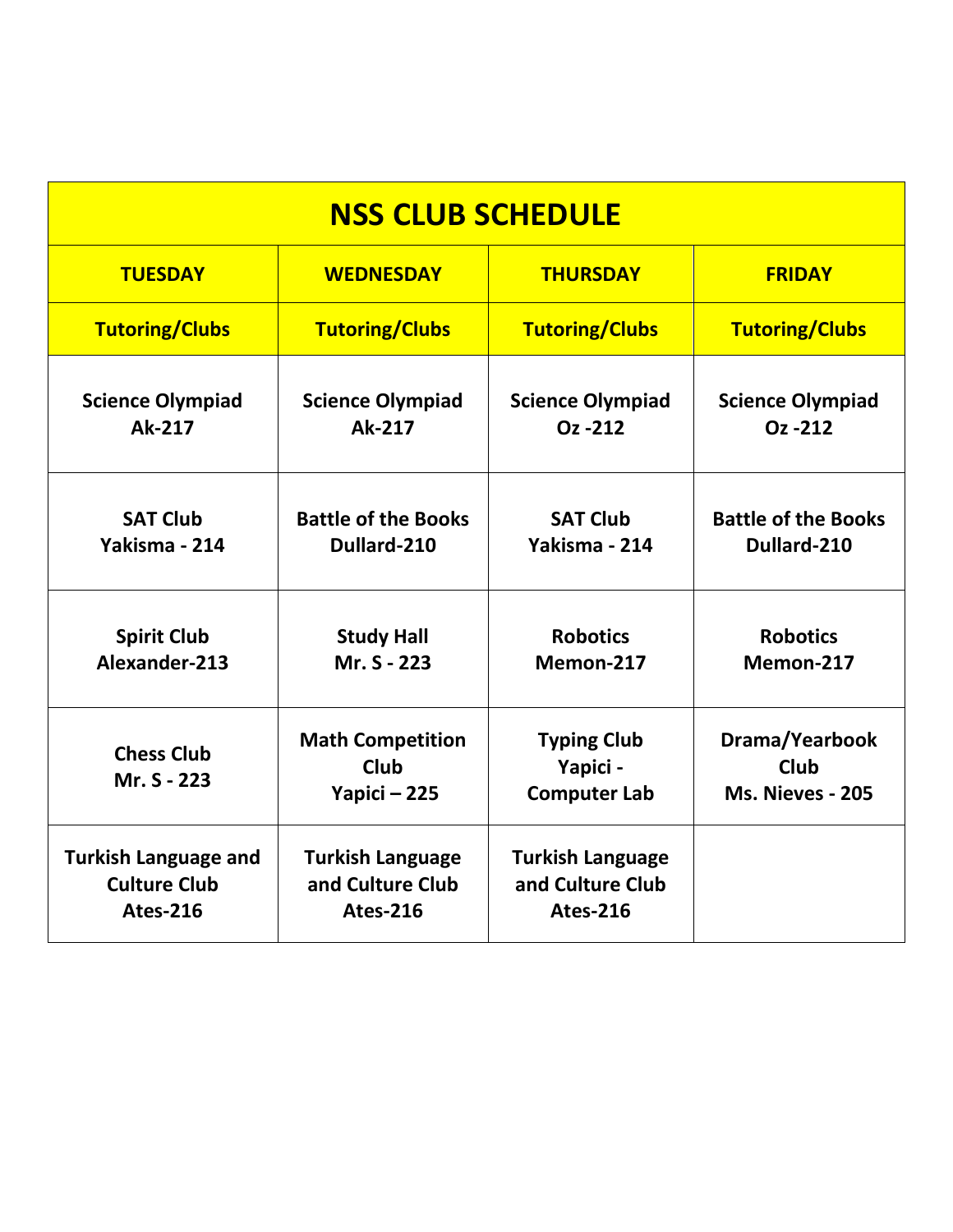| NSS CLUB SCHEDULE | | | |
|---|---|---|---|
| **TUESDAY** | **WEDNESDAY** | **THURSDAY** | **FRIDAY** |
| **Tutoring/Clubs** | **Tutoring/Clubs** | **Tutoring/Clubs** | **Tutoring/Clubs** |
| **Science Olympiad Ak-217** | **Science Olympiad Ak-217** | **Science Olympiad Oz -212** | **Science Olympiad Oz -212** |
| **SAT Club Yakisma - 214** | **Battle of the Books Dullard-210** | **SAT Club Yakisma - 214** | **Battle of the Books Dullard-210** |
| **Spirit Club Alexander-213** | **Study Hall Mr. S - 223** | **Robotics Memon-217** | **Robotics Memon-217** |
| **Chess Club Mr. S - 223** | **Math Competition Club Yapici – 225** | **Typing Club Yapici - Computer Lab** | **Drama/Yearbook Club Ms. Nieves - 205** |
| **Turkish Language and Culture Club Ates-216** | **Turkish Language and Culture Club Ates-216** | **Turkish Language and Culture Club Ates-216** | |